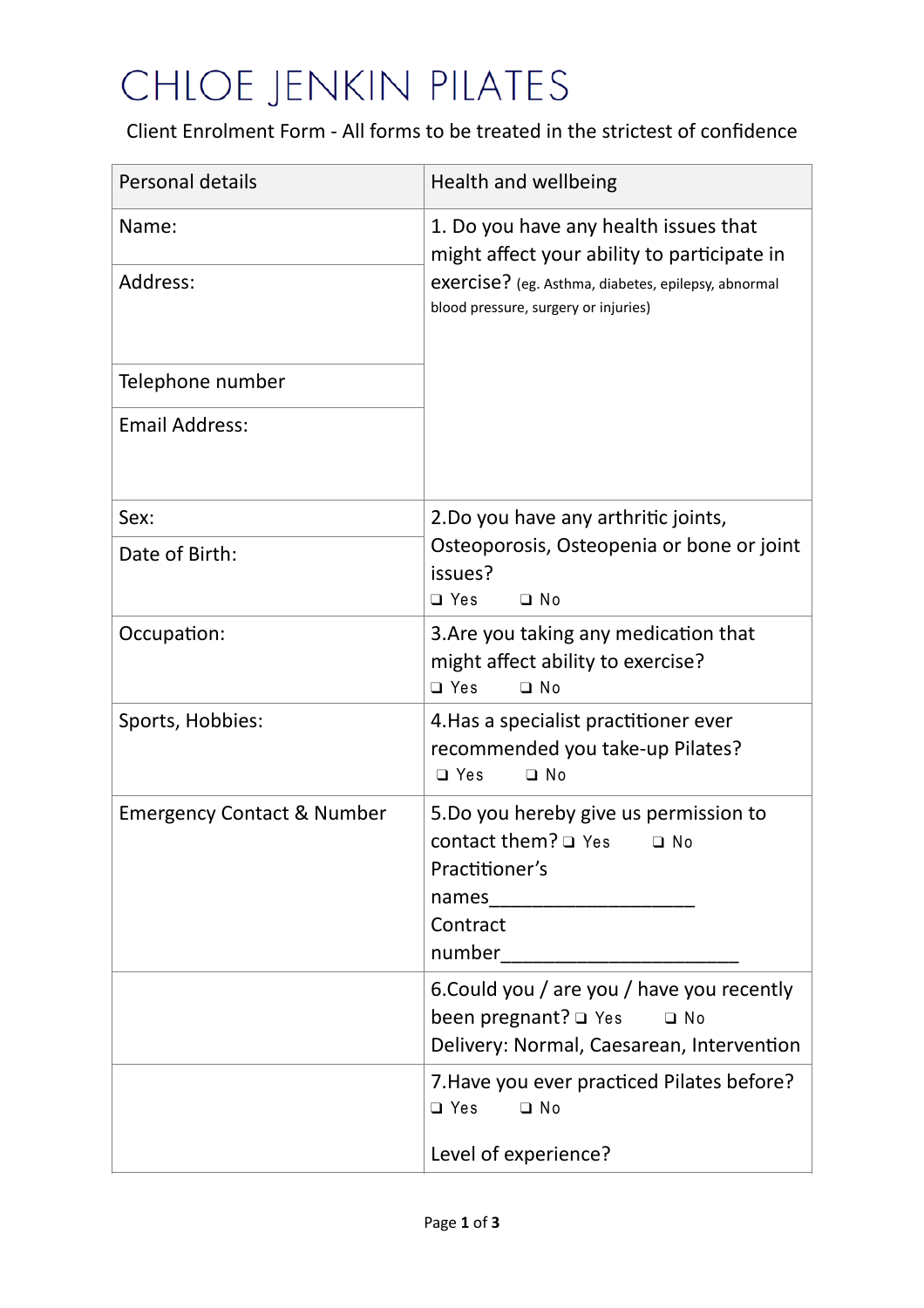# CHLOE JENKIN PILATES

Client Enrolment Form - All forms to be treated in the strictest of confidence

| Personal details | Health and wellbeing |
|---|---|
| Name: | 1. Do you have any health issues that might affect your ability to participate in exercise? (eg. Asthma, diabetes, epilepsy, abnormal blood pressure, surgery or injuries) |
| Address: | |
| Telephone number | |
| Email Address: | |
| Sex: | 2.Do you have any arthritic joints, Osteoporosis, Osteopenia or bone or joint issues? ❑ Yes ❑ No |
| Date of Birth: | |
| Occupation: | 3.Are you taking any medication that might affect ability to exercise? ❑ Yes ❑ No |
| Sports, Hobbies: | 4.Has a specialist practitioner ever recommended you take-up Pilates? ❑ Yes ❑ No |
| Emergency Contact & Number | 5.Do you hereby give us permission to contact them? ❑ Yes ❑ No Practitioner's names___________________ Contract number______________________ |
| | 6.Could you / are you / have you recently been pregnant? ❑ Yes ❑ No Delivery: Normal, Caesarean, Intervention |
| | 7.Have you ever practiced Pilates before? ❑ Yes ❑ No Level of experience? |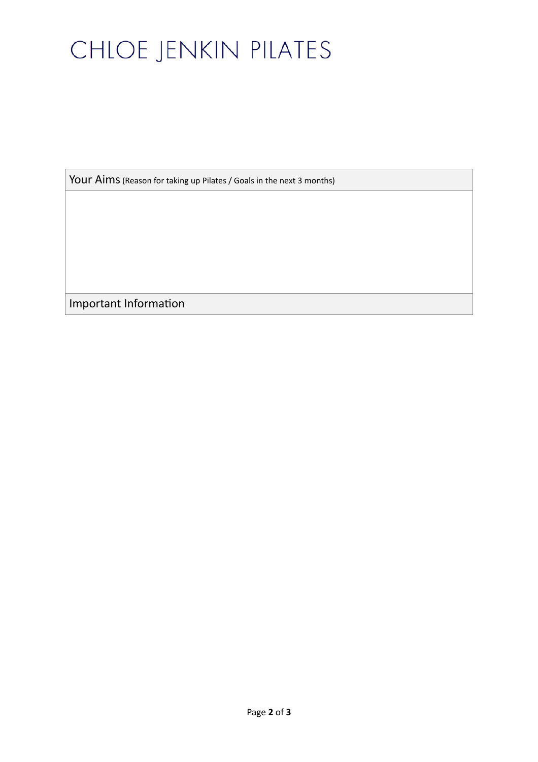# CHLOE JENKIN PILATES

| Your Aims (Reason for taking up Pilates / Goals in the next 3 months) |
| --- |
| |
| Important Information |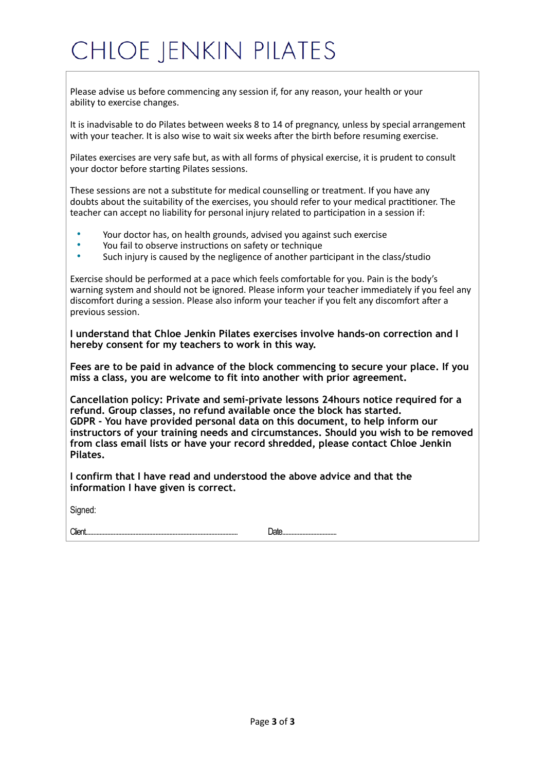# CHLOE JENKIN PILATES

Please advise us before commencing any session if, for any reason, your health or your ability to exercise changes.

It is inadvisable to do Pilates between weeks 8 to 14 of pregnancy, unless by special arrangement with your teacher. It is also wise to wait six weeks after the birth before resuming exercise.

Pilates exercises are very safe but, as with all forms of physical exercise, it is prudent to consult your doctor before starting Pilates sessions.

These sessions are not a substitute for medical counselling or treatment. If you have any doubts about the suitability of the exercises, you should refer to your medical practitioner. The teacher can accept no liability for personal injury related to participation in a session if:

- Your doctor has, on health grounds, advised you against such exercise
- You fail to observe instructions on safety or technique
- Such injury is caused by the negligence of another participant in the class/studio

Exercise should be performed at a pace which feels comfortable for you. Pain is the body's warning system and should not be ignored. Please inform your teacher immediately if you feel any discomfort during a session. Please also inform your teacher if you felt any discomfort after a previous session.

**I understand that Chloe Jenkin Pilates exercises involve hands-on correction and I hereby consent for my teachers to work in this way.**

**Fees are to be paid in advance of the block commencing to secure your place. If you miss a class, you are welcome to fit into another with prior agreement.**

**Cancellation policy: Private and semi-private lessons 24hours notice required for a refund. Group classes, no refund available once the block has started.**
**GDPR - You have provided personal data on this document, to help inform our instructors of your training needs and circumstances. Should you wish to be removed from class email lists or have your record shredded, please contact Chloe Jenkin Pilates.**

**I confirm that I have read and understood the above advice and that the information I have given is correct.**

Signed:

Client.................................................................................................... Date....................................